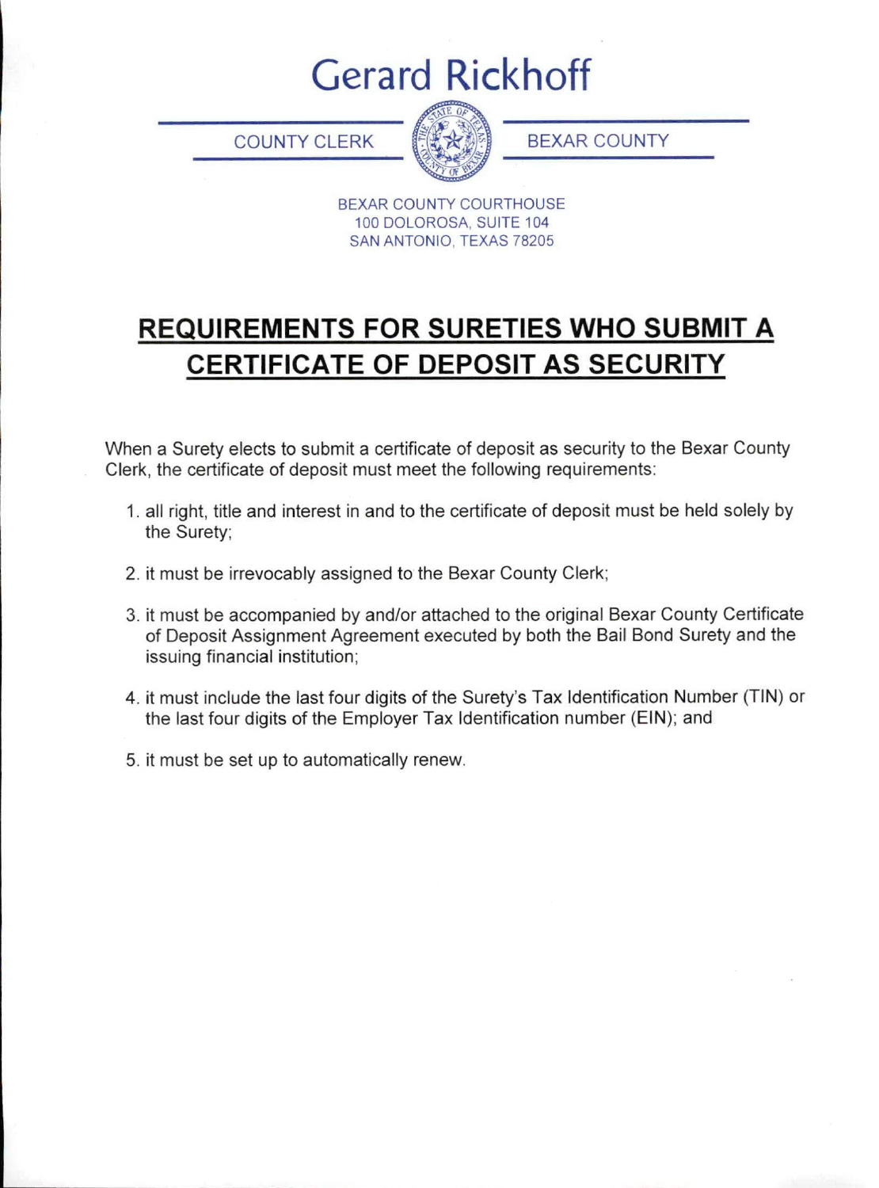# Gerard Rickhoff

COUNTY CLERK — BEXAR COUNTY

BEXAR COUNTY COURTHOUSE
100 DOLOROSA, SUITE 104
SAN ANTONIO, TEXAS 78205

## REQUIREMENTS FOR SURETIES WHO SUBMIT A CERTIFICATE OF DEPOSIT AS SECURITY

When a Surety elects to submit a certificate of deposit as security to the Bexar County Clerk, the certificate of deposit must meet the following requirements:

1. all right, title and interest in and to the certificate of deposit must be held solely by the Surety;
2. it must be irrevocably assigned to the Bexar County Clerk;
3. it must be accompanied by and/or attached to the original Bexar County Certificate of Deposit Assignment Agreement executed by both the Bail Bond Surety and the issuing financial institution;
4. it must include the last four digits of the Surety's Tax Identification Number (TIN) or the last four digits of the Employer Tax Identification number (EIN); and
5. it must be set up to automatically renew.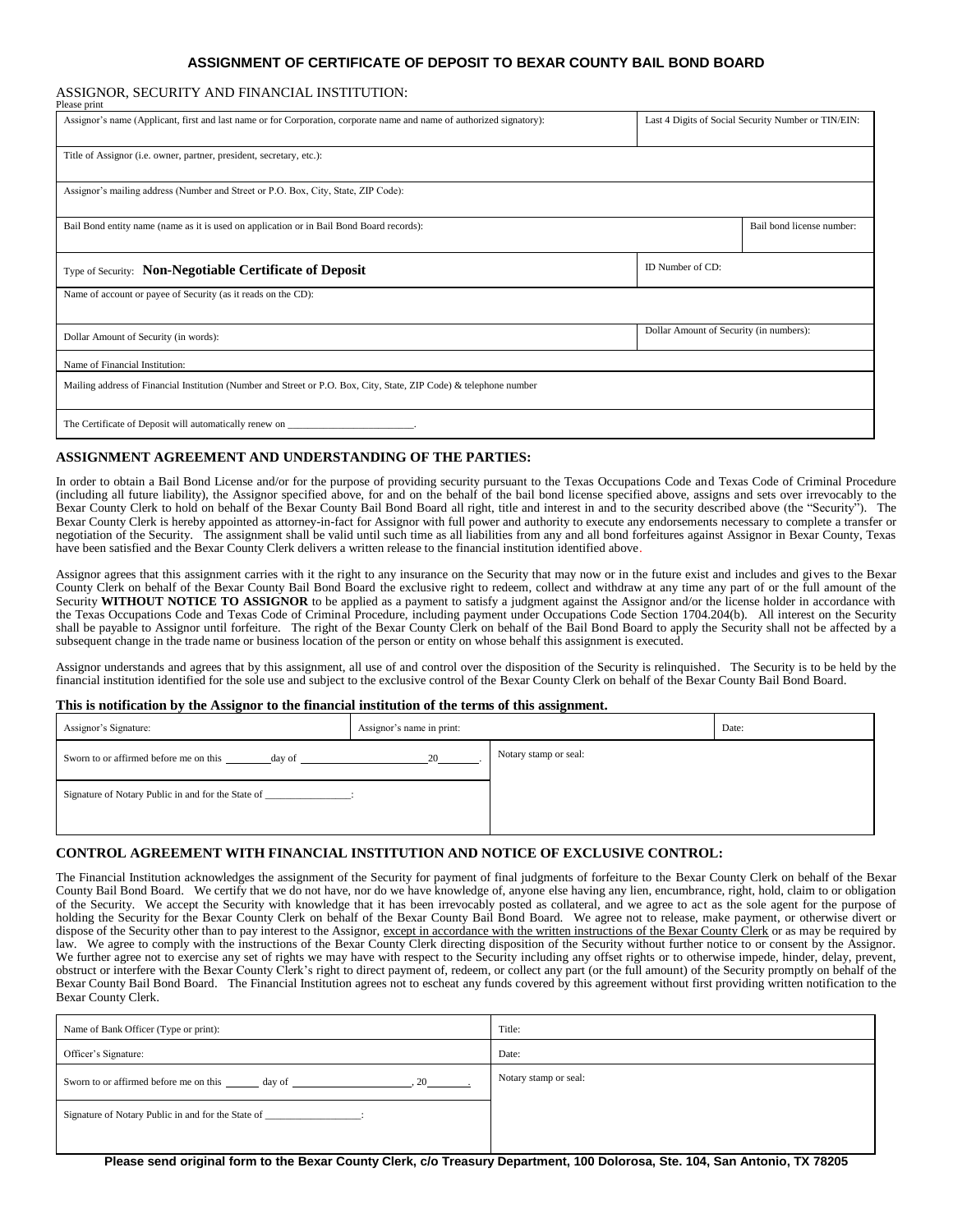# ASSIGNMENT OF CERTIFICATE OF DEPOSIT TO BEXAR COUNTY BAIL BOND BOARD

ASSIGNOR, SECURITY AND FINANCIAL INSTITUTION:
Please print

| | | |
|---|---|---|
| Assignor's name (Applicant, first and last name or for Corporation, corporate name and name of authorized signatory): | Last 4 Digits of Social Security Number or TIN/EIN: | |
| Title of Assignor (i.e. owner, partner, president, secretary, etc.): | | |
| Assignor's mailing address (Number and Street or P.O. Box, City, State, ZIP Code): | | |
| Bail Bond entity name (name as it is used on application or in Bail Bond Board records): | | Bail bond license number: |
| Type of Security: **Non-Negotiable Certificate of Deposit** | ID Number of CD: | |
| Name of account or payee of Security (as it reads on the CD): | | |
| Dollar Amount of Security (in words): | Dollar Amount of Security (in numbers): | |
| Name of Financial Institution: | | |
| Mailing address of Financial Institution (Number and Street or P.O. Box, City, State, ZIP Code) & telephone number | | |
| The Certificate of Deposit will automatically renew on ________________________. | | |

## ASSIGNMENT AGREEMENT AND UNDERSTANDING OF THE PARTIES:

In order to obtain a Bail Bond License and/or for the purpose of providing security pursuant to the Texas Occupations Code and Texas Code of Criminal Procedure (including all future liability), the Assignor specified above, for and on the behalf of the bail bond license specified above, assigns and sets over irrevocably to the Bexar County Clerk to hold on behalf of the Bexar County Bail Bond Board all right, title and interest in and to the security described above (the "Security"). The Bexar County Clerk is hereby appointed as attorney-in-fact for Assignor with full power and authority to execute any endorsements necessary to complete a transfer or negotiation of the Security. The assignment shall be valid until such time as all liabilities from any and all bond forfeitures against Assignor in Bexar County, Texas have been satisfied and the Bexar County Clerk delivers a written release to the financial institution identified above.

Assignor agrees that this assignment carries with it the right to any insurance on the Security that may now or in the future exist and includes and gives to the Bexar County Clerk on behalf of the Bexar County Bail Bond Board the exclusive right to redeem, collect and withdraw at any time any part of or the full amount of the Security **WITHOUT NOTICE TO ASSIGNOR** to be applied as a payment to satisfy a judgment against the Assignor and/or the license holder in accordance with the Texas Occupations Code and Texas Code of Criminal Procedure, including payment under Occupations Code Section 1704.204(b). All interest on the Security shall be payable to Assignor until forfeiture. The right of the Bexar County Clerk on behalf of the Bail Bond Board to apply the Security shall not be affected by a subsequent change in the trade name or business location of the person or entity on whose behalf this assignment is executed.

Assignor understands and agrees that by this assignment, all use of and control over the disposition of the Security is relinquished. The Security is to be held by the financial institution identified for the sole use and subject to the exclusive control of the Bexar County Clerk on behalf of the Bexar County Bail Bond Board.

**This is notification by the Assignor to the financial institution of the terms of this assignment.**

| | | |
|---|---|---|
| Assignor's Signature: | Assignor's name in print: | Date: |
| Sworn to or affirmed before me on this ________ day of ________________ 20_______. | Notary stamp or seal: | |
| Signature of Notary Public in and for the State of ______________: | | |

## CONTROL AGREEMENT WITH FINANCIAL INSTITUTION AND NOTICE OF EXCLUSIVE CONTROL:

The Financial Institution acknowledges the assignment of the Security for payment of final judgments of forfeiture to the Bexar County Clerk on behalf of the Bexar County Bail Bond Board. We certify that we do not have, nor do we have knowledge of, anyone else having any lien, encumbrance, right, hold, claim to or obligation of the Security. We accept the Security with knowledge that it has been irrevocably posted as collateral, and we agree to act as the sole agent for the purpose of holding the Security for the Bexar County Clerk on behalf of the Bexar County Bail Bond Board. We agree not to release, make payment, or otherwise divert or dispose of the Security other than to pay interest to the Assignor, <u>except in accordance with the written instructions of the Bexar County Clerk</u> or as may be required by law. We agree to comply with the instructions of the Bexar County Clerk directing disposition of the Security without further notice to or consent by the Assignor. We further agree not to exercise any set of rights we may have with respect to the Security including any offset rights or to otherwise impede, hinder, delay, prevent, obstruct or interfere with the Bexar County Clerk's right to direct payment of, redeem, or collect any part (or the full amount) of the Security promptly on behalf of the Bexar County Bail Bond Board. The Financial Institution agrees not to escheat any funds covered by this agreement without first providing written notification to the Bexar County Clerk.

| | |
|---|---|
| Name of Bank Officer (Type or print): | Title: |
| Officer's Signature: | Date: |
| Sworn to or affirmed before me on this ______ day of ________________, 20________. | Notary stamp or seal: |
| Signature of Notary Public in and for the State of ________________: | |

**Please send original form to the Bexar County Clerk, c/o Treasury Department, 100 Dolorosa, Ste. 104, San Antonio, TX 78205**